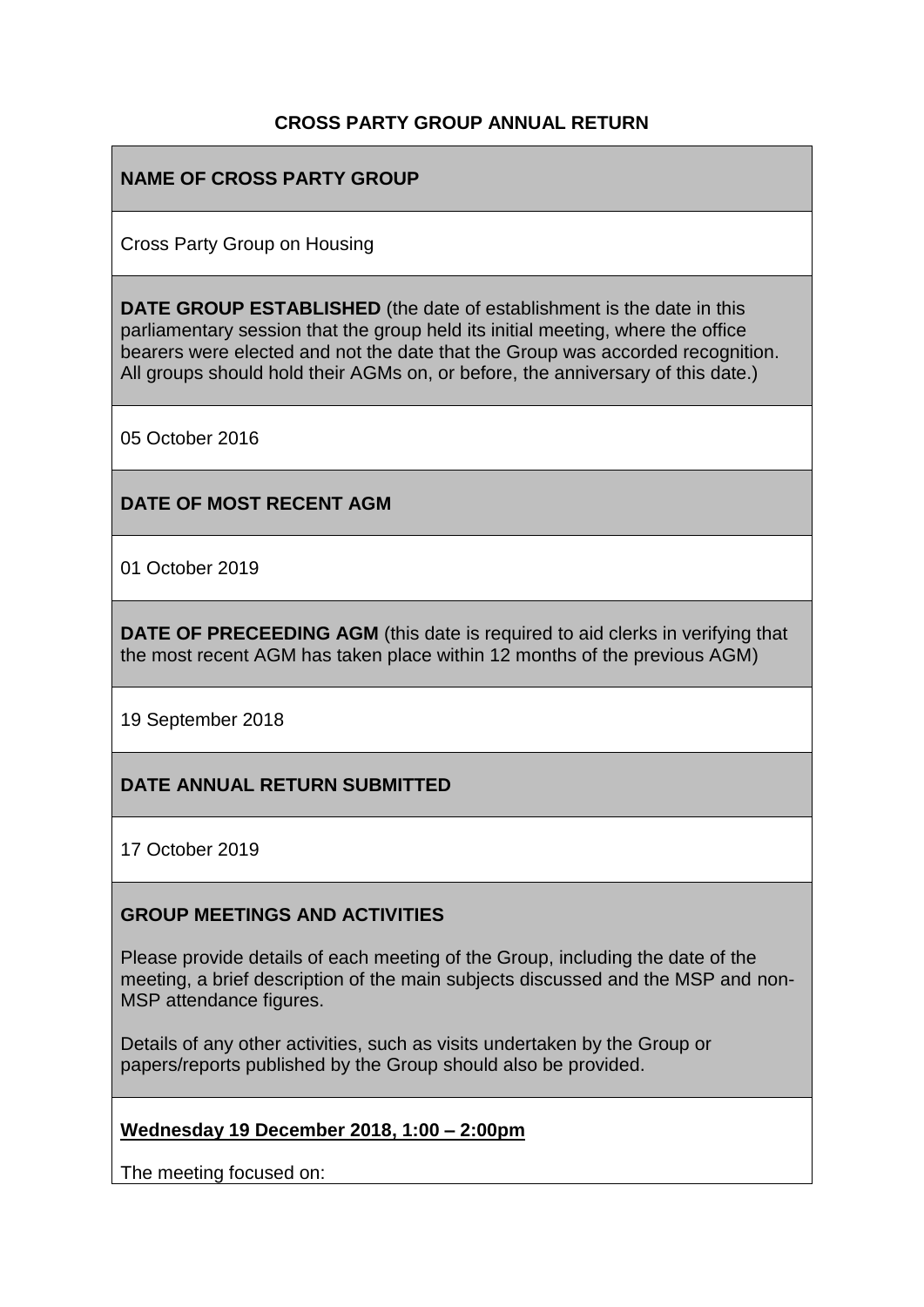# CROSS PARTY GROUP ANNUAL RETURN

## NAME OF CROSS PARTY GROUP

Cross Party Group on Housing

**DATE GROUP ESTABLISHED** (the date of establishment is the date in this parliamentary session that the group held its initial meeting, where the office bearers were elected and not the date that the Group was accorded recognition. All groups should hold their AGMs on, or before, the anniversary of this date.)

05 October 2016

## DATE OF MOST RECENT AGM

01 October 2019

**DATE OF PRECEEDING AGM** (this date is required to aid clerks in verifying that the most recent AGM has taken place within 12 months of the previous AGM)

19 September 2018

## DATE ANNUAL RETURN SUBMITTED

17 October 2019

## GROUP MEETINGS AND ACTIVITIES

Please provide details of each meeting of the Group, including the date of the meeting, a brief description of the main subjects discussed and the MSP and non-MSP attendance figures.

Details of any other activities, such as visits undertaken by the Group or papers/reports published by the Group should also be provided.

**Wednesday 19 December 2018, 1:00 – 2:00pm**

The meeting focused on: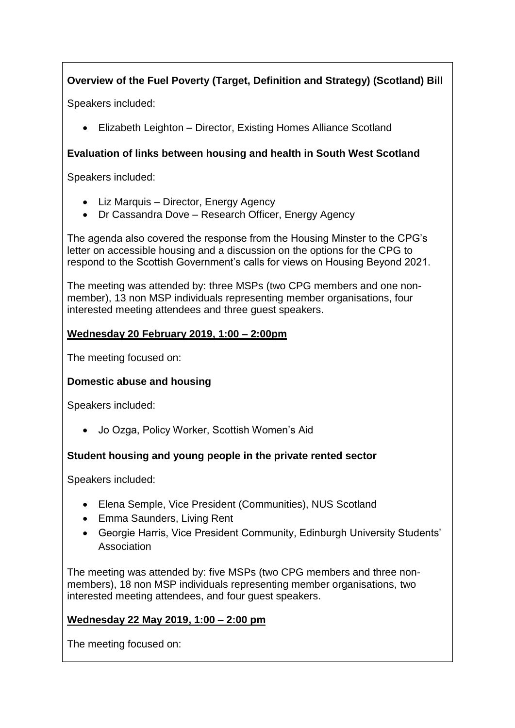**Overview of the Fuel Poverty (Target, Definition and Strategy) (Scotland) Bill**

Speakers included:

- Elizabeth Leighton – Director, Existing Homes Alliance Scotland

**Evaluation of links between housing and health in South West Scotland**

Speakers included:

- Liz Marquis – Director, Energy Agency
- Dr Cassandra Dove – Research Officer, Energy Agency

The agenda also covered the response from the Housing Minster to the CPG's letter on accessible housing and a discussion on the options for the CPG to respond to the Scottish Government's calls for views on Housing Beyond 2021.

The meeting was attended by: three MSPs (two CPG members and one non-member), 13 non MSP individuals representing member organisations, four interested meeting attendees and three guest speakers.

**Wednesday 20 February 2019, 1:00 – 2:00pm**

The meeting focused on:

**Domestic abuse and housing**

Speakers included:

- Jo Ozga, Policy Worker, Scottish Women's Aid

**Student housing and young people in the private rented sector**

Speakers included:

- Elena Semple, Vice President (Communities), NUS Scotland
- Emma Saunders, Living Rent
- Georgie Harris, Vice President Community, Edinburgh University Students' Association

The meeting was attended by: five MSPs (two CPG members and three non-members), 18 non MSP individuals representing member organisations, two interested meeting attendees, and four guest speakers.

**Wednesday 22 May 2019, 1:00 – 2:00 pm**

The meeting focused on: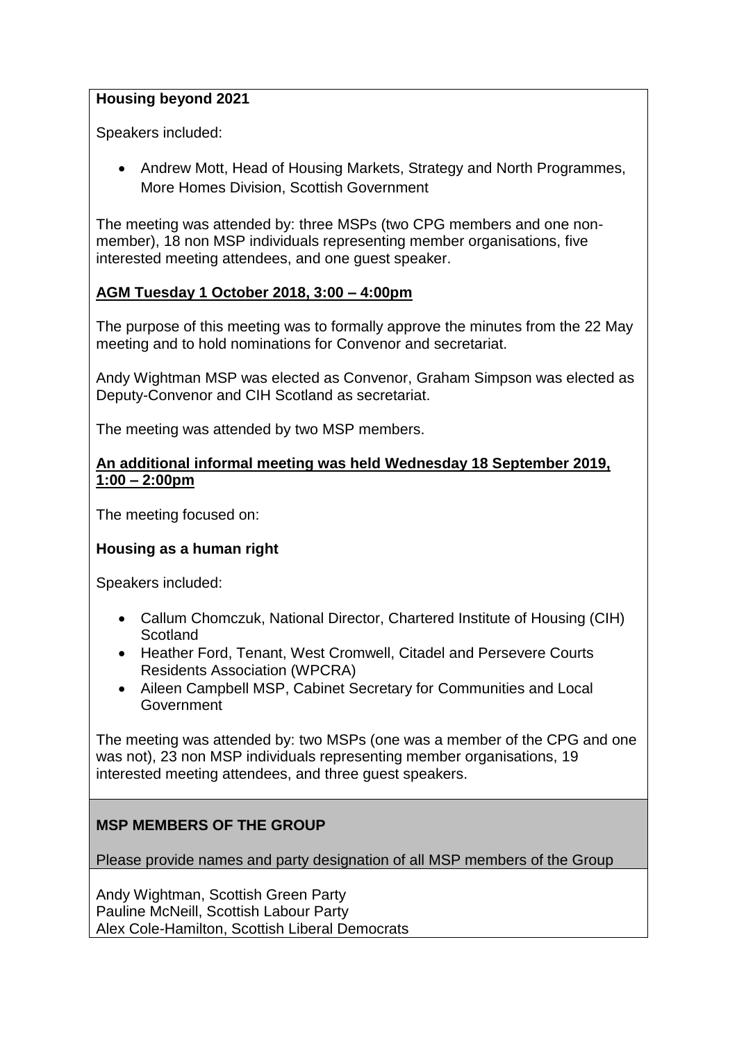**Housing beyond 2021**

Speakers included:

- Andrew Mott, Head of Housing Markets, Strategy and North Programmes, More Homes Division, Scottish Government

The meeting was attended by: three MSPs (two CPG members and one non-member), 18 non MSP individuals representing member organisations, five interested meeting attendees, and one guest speaker.

**<u>AGM Tuesday 1 October 2018, 3:00 – 4:00pm</u>**

The purpose of this meeting was to formally approve the minutes from the 22 May meeting and to hold nominations for Convenor and secretariat.

Andy Wightman MSP was elected as Convenor, Graham Simpson was elected as Deputy-Convenor and CIH Scotland as secretariat.

The meeting was attended by two MSP members.

**<u>An additional informal meeting was held Wednesday 18 September 2019, 1:00 – 2:00pm</u>**

The meeting focused on:

**Housing as a human right**

Speakers included:

- Callum Chomczuk, National Director, Chartered Institute of Housing (CIH) Scotland
- Heather Ford, Tenant, West Cromwell, Citadel and Persevere Courts Residents Association (WPCRA)
- Aileen Campbell MSP, Cabinet Secretary for Communities and Local Government

The meeting was attended by: two MSPs (one was a member of the CPG and one was not), 23 non MSP individuals representing member organisations, 19 interested meeting attendees, and three guest speakers.

**MSP MEMBERS OF THE GROUP**

Please provide names and party designation of all MSP members of the Group

Andy Wightman, Scottish Green Party
Pauline McNeill, Scottish Labour Party
Alex Cole-Hamilton, Scottish Liberal Democrats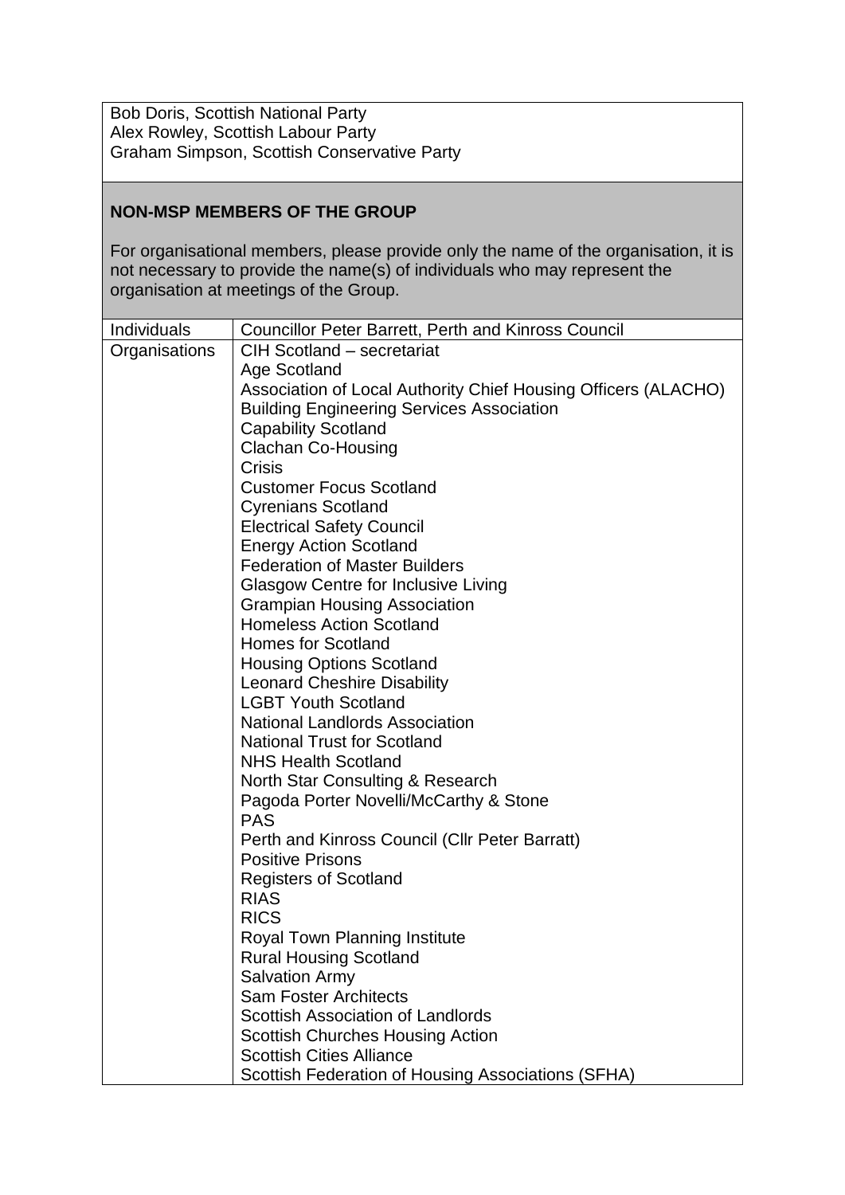Bob Doris, Scottish National Party
Alex Rowley, Scottish Labour Party
Graham Simpson, Scottish Conservative Party

## NON-MSP MEMBERS OF THE GROUP

For organisational members, please provide only the name of the organisation, it is not necessary to provide the name(s) of individuals who may represent the organisation at meetings of the Group.

| | |
|---|---|
| Individuals | Councillor Peter Barrett, Perth and Kinross Council |
| Organisations | CIH Scotland – secretariat<br>Age Scotland<br>Association of Local Authority Chief Housing Officers (ALACHO)<br>Building Engineering Services Association<br>Capability Scotland<br>Clachan Co-Housing<br>Crisis<br>Customer Focus Scotland<br>Cyrenians Scotland<br>Electrical Safety Council<br>Energy Action Scotland<br>Federation of Master Builders<br>Glasgow Centre for Inclusive Living<br>Grampian Housing Association<br>Homeless Action Scotland<br>Homes for Scotland<br>Housing Options Scotland<br>Leonard Cheshire Disability<br>LGBT Youth Scotland<br>National Landlords Association<br>National Trust for Scotland<br>NHS Health Scotland<br>North Star Consulting & Research<br>Pagoda Porter Novelli/McCarthy & Stone<br>PAS<br>Perth and Kinross Council (Cllr Peter Barratt)<br>Positive Prisons<br>Registers of Scotland<br>RIAS<br>RICS<br>Royal Town Planning Institute<br>Rural Housing Scotland<br>Salvation Army<br>Sam Foster Architects<br>Scottish Association of Landlords<br>Scottish Churches Housing Action<br>Scottish Cities Alliance<br>Scottish Federation of Housing Associations (SFHA) |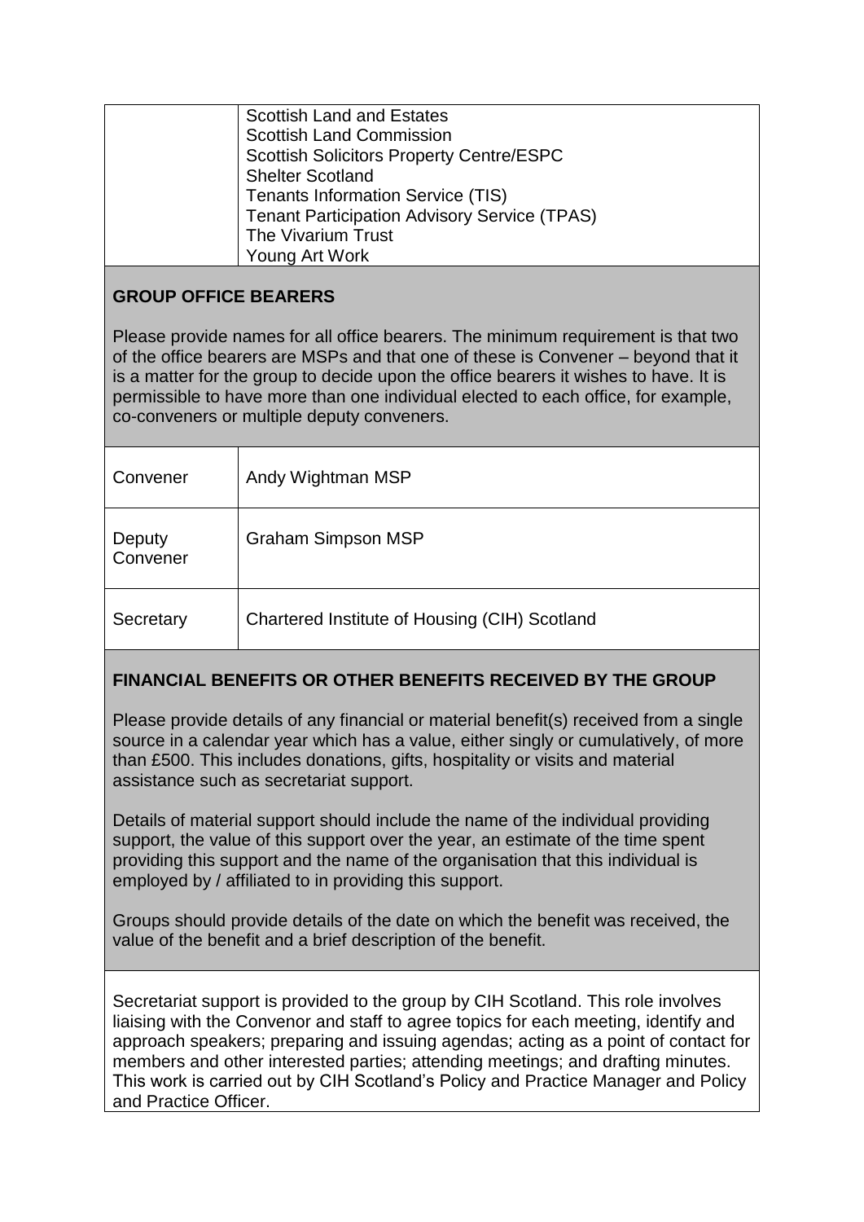| | Scottish Land and Estates<br>Scottish Land Commission<br>Scottish Solicitors Property Centre/ESPC<br>Shelter Scotland<br>Tenants Information Service (TIS)<br>Tenant Participation Advisory Service (TPAS)<br>The Vivarium Trust<br>Young Art Work |
|---|---|

**GROUP OFFICE BEARERS**

Please provide names for all office bearers. The minimum requirement is that two of the office bearers are MSPs and that one of these is Convener – beyond that it is a matter for the group to decide upon the office bearers it wishes to have. It is permissible to have more than one individual elected to each office, for example, co-conveners or multiple deputy conveners.

| | |
|---|---|
| Convener | Andy Wightman MSP |
| Deputy Convener | Graham Simpson MSP |
| Secretary | Chartered Institute of Housing (CIH) Scotland |

**FINANCIAL BENEFITS OR OTHER BENEFITS RECEIVED BY THE GROUP**

Please provide details of any financial or material benefit(s) received from a single source in a calendar year which has a value, either singly or cumulatively, of more than £500. This includes donations, gifts, hospitality or visits and material assistance such as secretariat support.

Details of material support should include the name of the individual providing support, the value of this support over the year, an estimate of the time spent providing this support and the name of the organisation that this individual is employed by / affiliated to in providing this support.

Groups should provide details of the date on which the benefit was received, the value of the benefit and a brief description of the benefit.

Secretariat support is provided to the group by CIH Scotland. This role involves liaising with the Convenor and staff to agree topics for each meeting, identify and approach speakers; preparing and issuing agendas; acting as a point of contact for members and other interested parties; attending meetings; and drafting minutes. This work is carried out by CIH Scotland's Policy and Practice Manager and Policy and Practice Officer.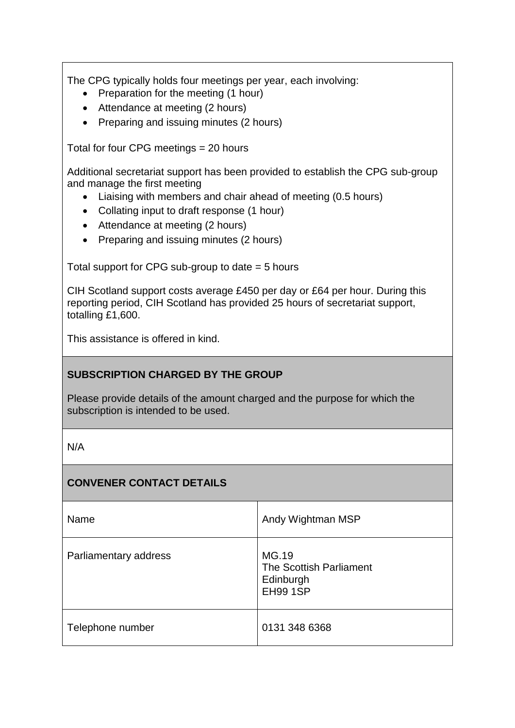The CPG typically holds four meetings per year, each involving:

- Preparation for the meeting (1 hour)
- Attendance at meeting (2 hours)
- Preparing and issuing minutes (2 hours)

Total for four CPG meetings = 20 hours

Additional secretariat support has been provided to establish the CPG sub-group and manage the first meeting

- Liaising with members and chair ahead of meeting (0.5 hours)
- Collating input to draft response (1 hour)
- Attendance at meeting (2 hours)
- Preparing and issuing minutes (2 hours)

Total support for CPG sub-group to date = 5 hours

CIH Scotland support costs average £450 per day or £64 per hour. During this reporting period, CIH Scotland has provided 25 hours of secretariat support, totalling £1,600.

This assistance is offered in kind.

**SUBSCRIPTION CHARGED BY THE GROUP**

Please provide details of the amount charged and the purpose for which the subscription is intended to be used.

N/A

**CONVENER CONTACT DETAILS**

| | |
|---|---|
| Name | Andy Wightman MSP |
| Parliamentary address | MG.19<br>The Scottish Parliament<br>Edinburgh<br>EH99 1SP |
| Telephone number | 0131 348 6368 |